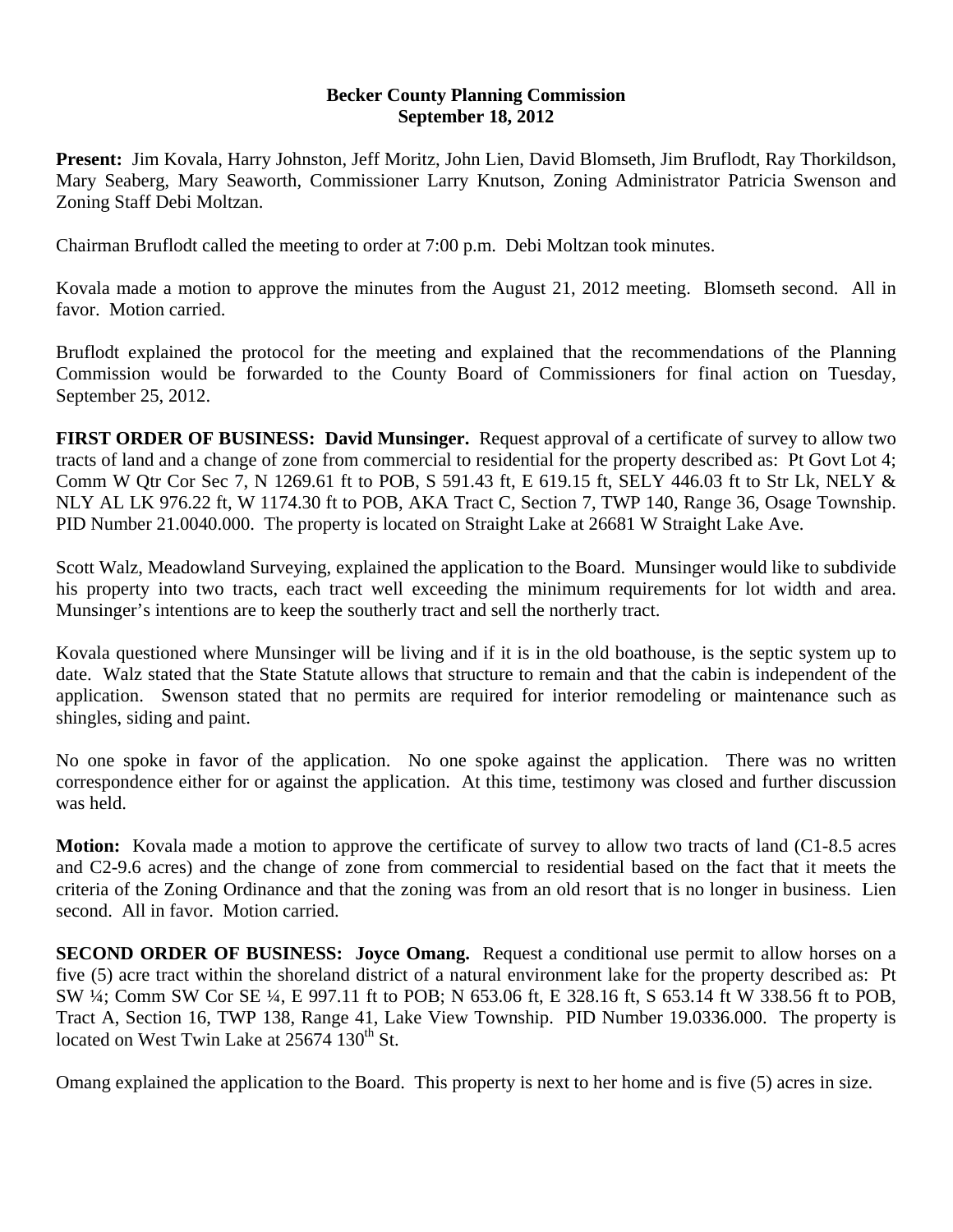**Becker County Planning Commission**
**September 18, 2012**

**Present:** Jim Kovala, Harry Johnston, Jeff Moritz, John Lien, David Blomseth, Jim Bruflodt, Ray Thorkildson, Mary Seaberg, Mary Seaworth, Commissioner Larry Knutson, Zoning Administrator Patricia Swenson and Zoning Staff Debi Moltzan.

Chairman Bruflodt called the meeting to order at 7:00 p.m. Debi Moltzan took minutes.

Kovala made a motion to approve the minutes from the August 21, 2012 meeting. Blomseth second. All in favor. Motion carried.

Bruflodt explained the protocol for the meeting and explained that the recommendations of the Planning Commission would be forwarded to the County Board of Commissioners for final action on Tuesday, September 25, 2012.

**FIRST ORDER OF BUSINESS: David Munsinger.** Request approval of a certificate of survey to allow two tracts of land and a change of zone from commercial to residential for the property described as: Pt Govt Lot 4; Comm W Qtr Cor Sec 7, N 1269.61 ft to POB, S 591.43 ft, E 619.15 ft, SELY 446.03 ft to Str Lk, NELY & NLY AL LK 976.22 ft, W 1174.30 ft to POB, AKA Tract C, Section 7, TWP 140, Range 36, Osage Township. PID Number 21.0040.000. The property is located on Straight Lake at 26681 W Straight Lake Ave.

Scott Walz, Meadowland Surveying, explained the application to the Board. Munsinger would like to subdivide his property into two tracts, each tract well exceeding the minimum requirements for lot width and area. Munsinger's intentions are to keep the southerly tract and sell the northerly tract.

Kovala questioned where Munsinger will be living and if it is in the old boathouse, is the septic system up to date. Walz stated that the State Statute allows that structure to remain and that the cabin is independent of the application. Swenson stated that no permits are required for interior remodeling or maintenance such as shingles, siding and paint.

No one spoke in favor of the application. No one spoke against the application. There was no written correspondence either for or against the application. At this time, testimony was closed and further discussion was held.

**Motion:** Kovala made a motion to approve the certificate of survey to allow two tracts of land (C1-8.5 acres and C2-9.6 acres) and the change of zone from commercial to residential based on the fact that it meets the criteria of the Zoning Ordinance and that the zoning was from an old resort that is no longer in business. Lien second. All in favor. Motion carried.

**SECOND ORDER OF BUSINESS: Joyce Omang.** Request a conditional use permit to allow horses on a five (5) acre tract within the shoreland district of a natural environment lake for the property described as: Pt SW ¼; Comm SW Cor SE ¼, E 997.11 ft to POB; N 653.06 ft, E 328.16 ft, S 653.14 ft W 338.56 ft to POB, Tract A, Section 16, TWP 138, Range 41, Lake View Township. PID Number 19.0336.000. The property is located on West Twin Lake at 25674 130th St.

Omang explained the application to the Board. This property is next to her home and is five (5) acres in size.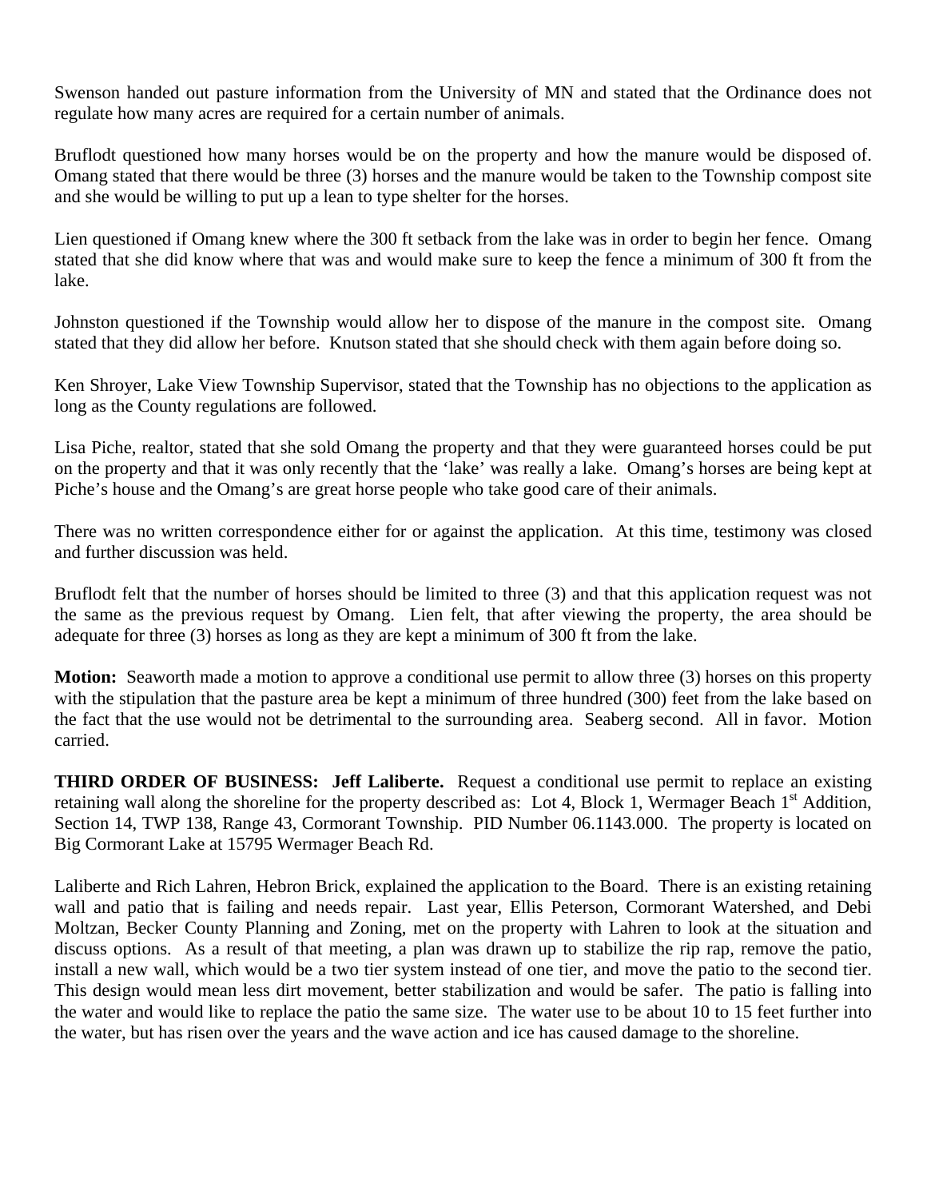Swenson handed out pasture information from the University of MN and stated that the Ordinance does not regulate how many acres are required for a certain number of animals.

Bruflodt questioned how many horses would be on the property and how the manure would be disposed of. Omang stated that there would be three (3) horses and the manure would be taken to the Township compost site and she would be willing to put up a lean to type shelter for the horses.

Lien questioned if Omang knew where the 300 ft setback from the lake was in order to begin her fence. Omang stated that she did know where that was and would make sure to keep the fence a minimum of 300 ft from the lake.

Johnston questioned if the Township would allow her to dispose of the manure in the compost site. Omang stated that they did allow her before. Knutson stated that she should check with them again before doing so.

Ken Shroyer, Lake View Township Supervisor, stated that the Township has no objections to the application as long as the County regulations are followed.

Lisa Piche, realtor, stated that she sold Omang the property and that they were guaranteed horses could be put on the property and that it was only recently that the 'lake' was really a lake. Omang's horses are being kept at Piche's house and the Omang's are great horse people who take good care of their animals.

There was no written correspondence either for or against the application. At this time, testimony was closed and further discussion was held.

Bruflodt felt that the number of horses should be limited to three (3) and that this application request was not the same as the previous request by Omang. Lien felt, that after viewing the property, the area should be adequate for three (3) horses as long as they are kept a minimum of 300 ft from the lake.

**Motion:** Seaworth made a motion to approve a conditional use permit to allow three (3) horses on this property with the stipulation that the pasture area be kept a minimum of three hundred (300) feet from the lake based on the fact that the use would not be detrimental to the surrounding area. Seaberg second. All in favor. Motion carried.

**THIRD ORDER OF BUSINESS: Jeff Laliberte.** Request a conditional use permit to replace an existing retaining wall along the shoreline for the property described as: Lot 4, Block 1, Wermager Beach 1st Addition, Section 14, TWP 138, Range 43, Cormorant Township. PID Number 06.1143.000. The property is located on Big Cormorant Lake at 15795 Wermager Beach Rd.

Laliberte and Rich Lahren, Hebron Brick, explained the application to the Board. There is an existing retaining wall and patio that is failing and needs repair. Last year, Ellis Peterson, Cormorant Watershed, and Debi Moltzan, Becker County Planning and Zoning, met on the property with Lahren to look at the situation and discuss options. As a result of that meeting, a plan was drawn up to stabilize the rip rap, remove the patio, install a new wall, which would be a two tier system instead of one tier, and move the patio to the second tier. This design would mean less dirt movement, better stabilization and would be safer. The patio is falling into the water and would like to replace the patio the same size. The water use to be about 10 to 15 feet further into the water, but has risen over the years and the wave action and ice has caused damage to the shoreline.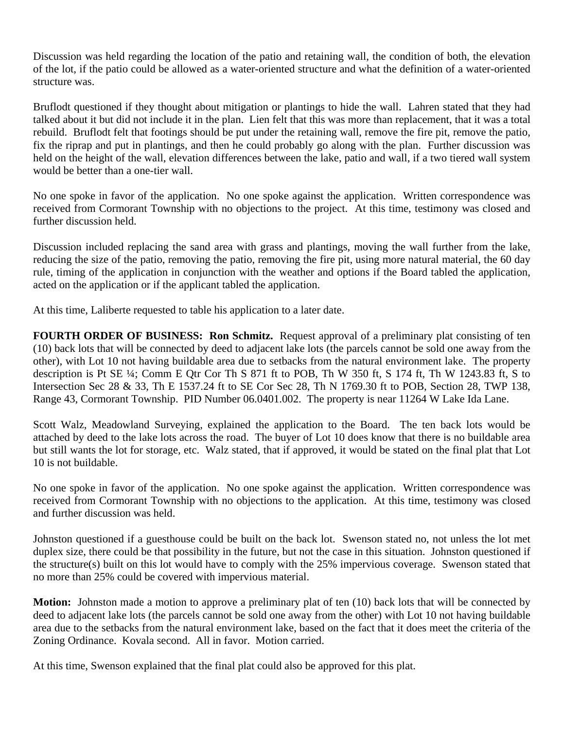Discussion was held regarding the location of the patio and retaining wall, the condition of both, the elevation of the lot, if the patio could be allowed as a water-oriented structure and what the definition of a water-oriented structure was.

Bruflodt questioned if they thought about mitigation or plantings to hide the wall. Lahren stated that they had talked about it but did not include it in the plan. Lien felt that this was more than replacement, that it was a total rebuild. Bruflodt felt that footings should be put under the retaining wall, remove the fire pit, remove the patio, fix the riprap and put in plantings, and then he could probably go along with the plan. Further discussion was held on the height of the wall, elevation differences between the lake, patio and wall, if a two tiered wall system would be better than a one-tier wall.

No one spoke in favor of the application. No one spoke against the application. Written correspondence was received from Cormorant Township with no objections to the project. At this time, testimony was closed and further discussion held.

Discussion included replacing the sand area with grass and plantings, moving the wall further from the lake, reducing the size of the patio, removing the patio, removing the fire pit, using more natural material, the 60 day rule, timing of the application in conjunction with the weather and options if the Board tabled the application, acted on the application or if the applicant tabled the application.

At this time, Laliberte requested to table his application to a later date.

**FOURTH ORDER OF BUSINESS: Ron Schmitz.** Request approval of a preliminary plat consisting of ten (10) back lots that will be connected by deed to adjacent lake lots (the parcels cannot be sold one away from the other), with Lot 10 not having buildable area due to setbacks from the natural environment lake. The property description is Pt SE ¼; Comm E Qtr Cor Th S 871 ft to POB, Th W 350 ft, S 174 ft, Th W 1243.83 ft, S to Intersection Sec 28 & 33, Th E 1537.24 ft to SE Cor Sec 28, Th N 1769.30 ft to POB, Section 28, TWP 138, Range 43, Cormorant Township. PID Number 06.0401.002. The property is near 11264 W Lake Ida Lane.

Scott Walz, Meadowland Surveying, explained the application to the Board. The ten back lots would be attached by deed to the lake lots across the road. The buyer of Lot 10 does know that there is no buildable area but still wants the lot for storage, etc. Walz stated, that if approved, it would be stated on the final plat that Lot 10 is not buildable.

No one spoke in favor of the application. No one spoke against the application. Written correspondence was received from Cormorant Township with no objections to the application. At this time, testimony was closed and further discussion was held.

Johnston questioned if a guesthouse could be built on the back lot. Swenson stated no, not unless the lot met duplex size, there could be that possibility in the future, but not the case in this situation. Johnston questioned if the structure(s) built on this lot would have to comply with the 25% impervious coverage. Swenson stated that no more than 25% could be covered with impervious material.

**Motion:** Johnston made a motion to approve a preliminary plat of ten (10) back lots that will be connected by deed to adjacent lake lots (the parcels cannot be sold one away from the other) with Lot 10 not having buildable area due to the setbacks from the natural environment lake, based on the fact that it does meet the criteria of the Zoning Ordinance. Kovala second. All in favor. Motion carried.

At this time, Swenson explained that the final plat could also be approved for this plat.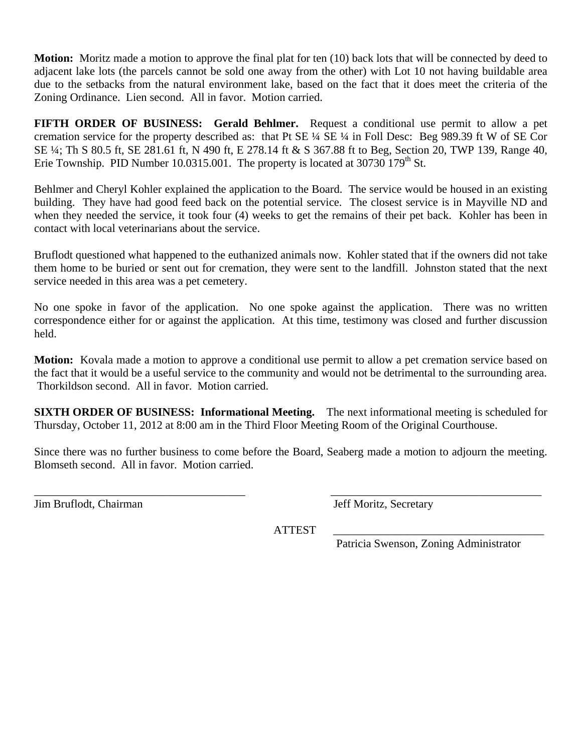**Motion:** Moritz made a motion to approve the final plat for ten (10) back lots that will be connected by deed to adjacent lake lots (the parcels cannot be sold one away from the other) with Lot 10 not having buildable area due to the setbacks from the natural environment lake, based on the fact that it does meet the criteria of the Zoning Ordinance. Lien second. All in favor. Motion carried.

**FIFTH ORDER OF BUSINESS: Gerald Behlmer.** Request a conditional use permit to allow a pet cremation service for the property described as: that Pt SE ¼ SE ¼ in Foll Desc: Beg 989.39 ft W of SE Cor SE ¼; Th S 80.5 ft, SE 281.61 ft, N 490 ft, E 278.14 ft & S 367.88 ft to Beg, Section 20, TWP 139, Range 40, Erie Township. PID Number 10.0315.001. The property is located at 30730 179th St.

Behlmer and Cheryl Kohler explained the application to the Board. The service would be housed in an existing building. They have had good feed back on the potential service. The closest service is in Mayville ND and when they needed the service, it took four (4) weeks to get the remains of their pet back. Kohler has been in contact with local veterinarians about the service.

Bruflodt questioned what happened to the euthanized animals now. Kohler stated that if the owners did not take them home to be buried or sent out for cremation, they were sent to the landfill. Johnston stated that the next service needed in this area was a pet cemetery.

No one spoke in favor of the application. No one spoke against the application. There was no written correspondence either for or against the application. At this time, testimony was closed and further discussion held.

**Motion:** Kovala made a motion to approve a conditional use permit to allow a pet cremation service based on the fact that it would be a useful service to the community and would not be detrimental to the surrounding area. Thorkildson second. All in favor. Motion carried.

**SIXTH ORDER OF BUSINESS: Informational Meeting.** The next informational meeting is scheduled for Thursday, October 11, 2012 at 8:00 am in the Third Floor Meeting Room of the Original Courthouse.

Since there was no further business to come before the Board, Seaberg made a motion to adjourn the meeting. Blomseth second. All in favor. Motion carried.

_______________________________________
Jim Bruflodt, Chairman

_______________________________________
Jeff Moritz, Secretary

ATTEST _______________________________________
Patricia Swenson, Zoning Administrator